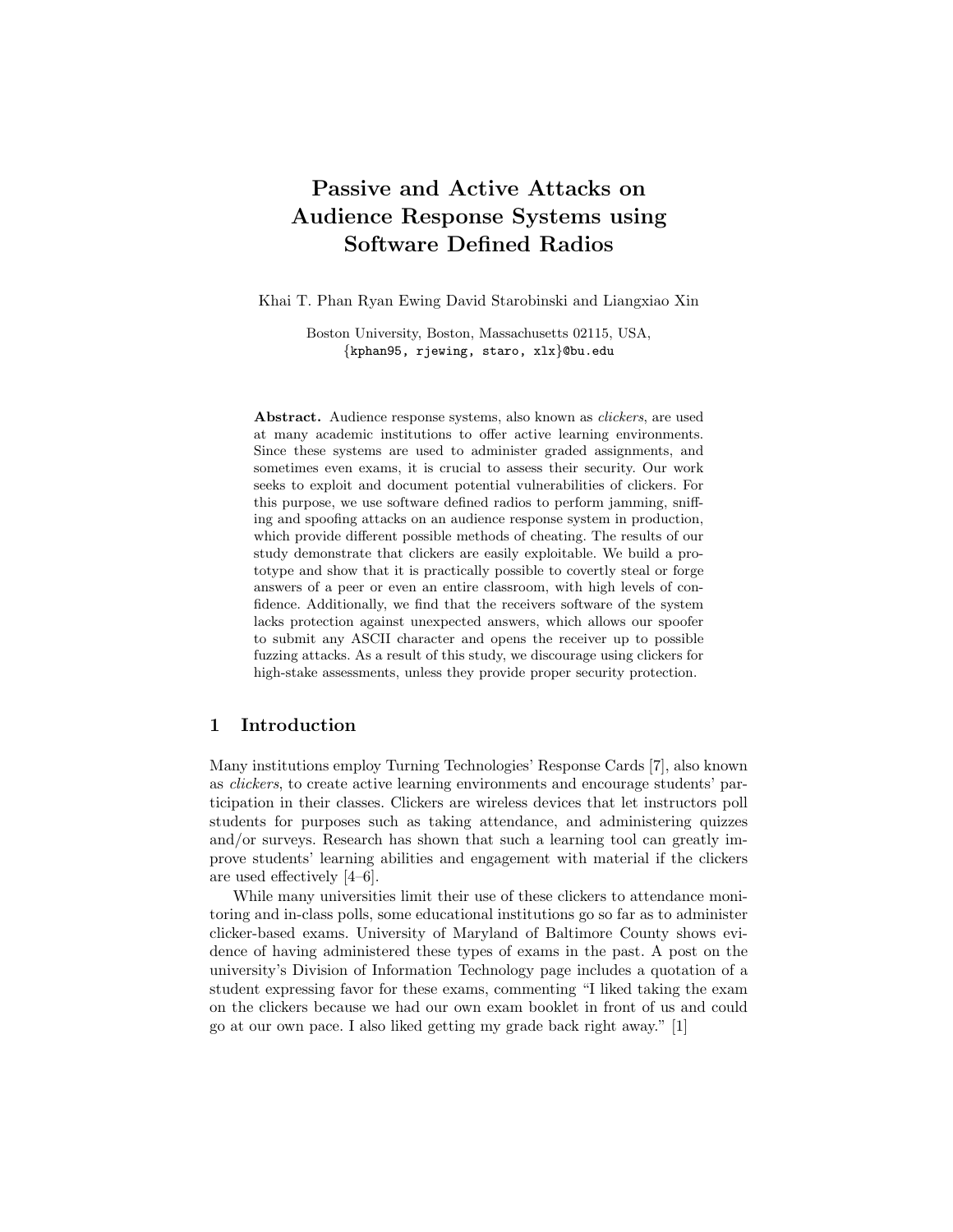# Passive and Active Attacks on Audience Response Systems using Software Defined Radios

Khai T. Phan Ryan Ewing David Starobinski and Liangxiao Xin

Boston University, Boston, Massachusetts 02115, USA,
{kphan95, rjewing, staro, xlx}@bu.edu

**Abstract.** Audience response systems, also known as *clickers*, are used at many academic institutions to offer active learning environments. Since these systems are used to administer graded assignments, and sometimes even exams, it is crucial to assess their security. Our work seeks to exploit and document potential vulnerabilities of clickers. For this purpose, we use software defined radios to perform jamming, sniffing and spoofing attacks on an audience response system in production, which provide different possible methods of cheating. The results of our study demonstrate that clickers are easily exploitable. We build a prototype and show that it is practically possible to covertly steal or forge answers of a peer or even an entire classroom, with high levels of confidence. Additionally, we find that the receivers software of the system lacks protection against unexpected answers, which allows our spoofer to submit any ASCII character and opens the receiver up to possible fuzzing attacks. As a result of this study, we discourage using clickers for high-stake assessments, unless they provide proper security protection.

## 1 Introduction

Many institutions employ Turning Technologies' Response Cards [7], also known as *clickers*, to create active learning environments and encourage students' participation in their classes. Clickers are wireless devices that let instructors poll students for purposes such as taking attendance, and administering quizzes and/or surveys. Research has shown that such a learning tool can greatly improve students' learning abilities and engagement with material if the clickers are used effectively [4–6].

While many universities limit their use of these clickers to attendance monitoring and in-class polls, some educational institutions go so far as to administer clicker-based exams. University of Maryland of Baltimore County shows evidence of having administered these types of exams in the past. A post on the university's Division of Information Technology page includes a quotation of a student expressing favor for these exams, commenting "I liked taking the exam on the clickers because we had our own exam booklet in front of us and could go at our own pace. I also liked getting my grade back right away." [1]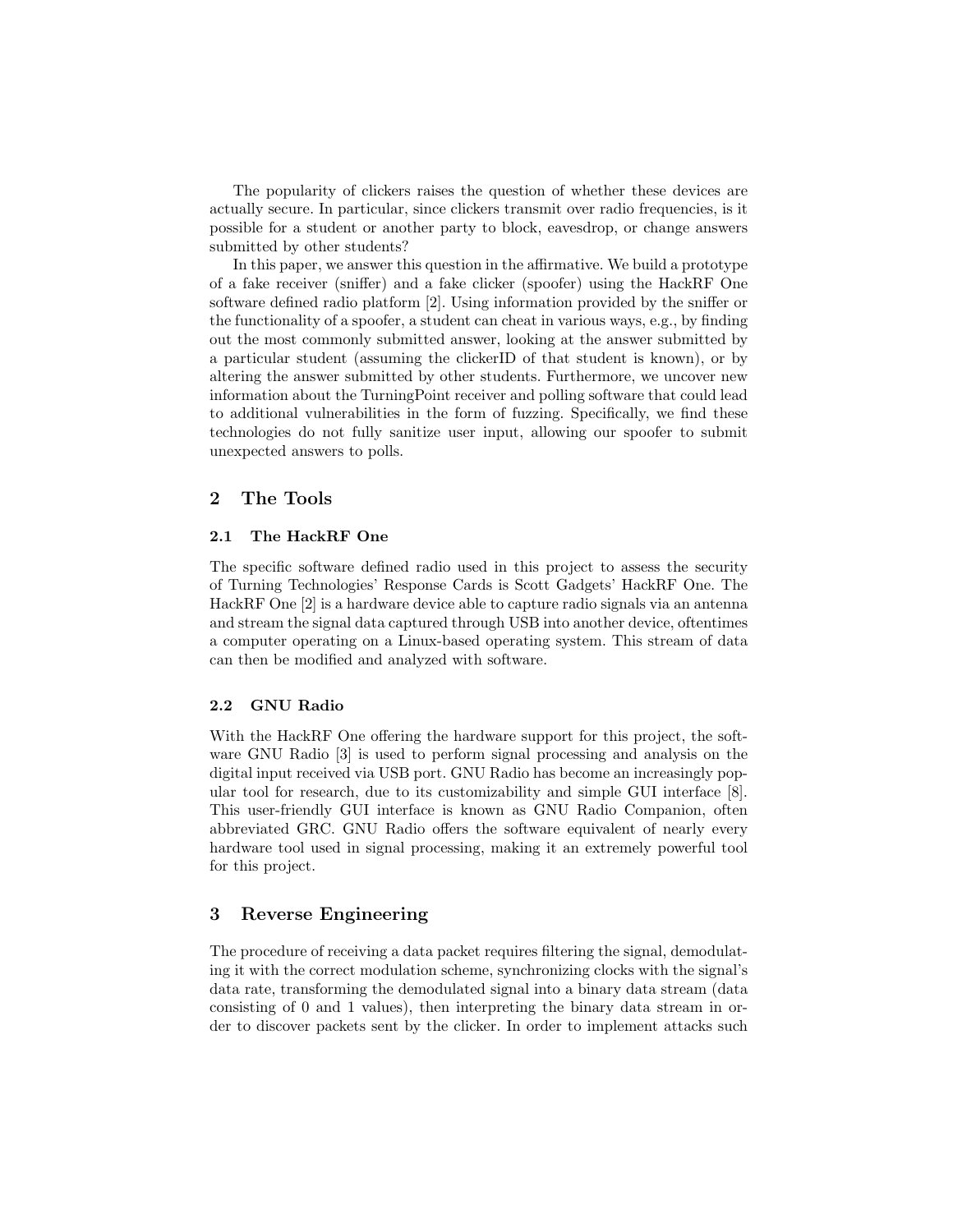The popularity of clickers raises the question of whether these devices are actually secure. In particular, since clickers transmit over radio frequencies, is it possible for a student or another party to block, eavesdrop, or change answers submitted by other students?

In this paper, we answer this question in the affirmative. We build a prototype of a fake receiver (sniffer) and a fake clicker (spoofer) using the HackRF One software defined radio platform [2]. Using information provided by the sniffer or the functionality of a spoofer, a student can cheat in various ways, e.g., by finding out the most commonly submitted answer, looking at the answer submitted by a particular student (assuming the clickerID of that student is known), or by altering the answer submitted by other students. Furthermore, we uncover new information about the TurningPoint receiver and polling software that could lead to additional vulnerabilities in the form of fuzzing. Specifically, we find these technologies do not fully sanitize user input, allowing our spoofer to submit unexpected answers to polls.

## 2 The Tools

### 2.1 The HackRF One

The specific software defined radio used in this project to assess the security of Turning Technologies' Response Cards is Scott Gadgets' HackRF One. The HackRF One [2] is a hardware device able to capture radio signals via an antenna and stream the signal data captured through USB into another device, oftentimes a computer operating on a Linux-based operating system. This stream of data can then be modified and analyzed with software.

### 2.2 GNU Radio

With the HackRF One offering the hardware support for this project, the software GNU Radio [3] is used to perform signal processing and analysis on the digital input received via USB port. GNU Radio has become an increasingly popular tool for research, due to its customizability and simple GUI interface [8]. This user-friendly GUI interface is known as GNU Radio Companion, often abbreviated GRC. GNU Radio offers the software equivalent of nearly every hardware tool used in signal processing, making it an extremely powerful tool for this project.

## 3 Reverse Engineering

The procedure of receiving a data packet requires filtering the signal, demodulating it with the correct modulation scheme, synchronizing clocks with the signal's data rate, transforming the demodulated signal into a binary data stream (data consisting of 0 and 1 values), then interpreting the binary data stream in order to discover packets sent by the clicker. In order to implement attacks such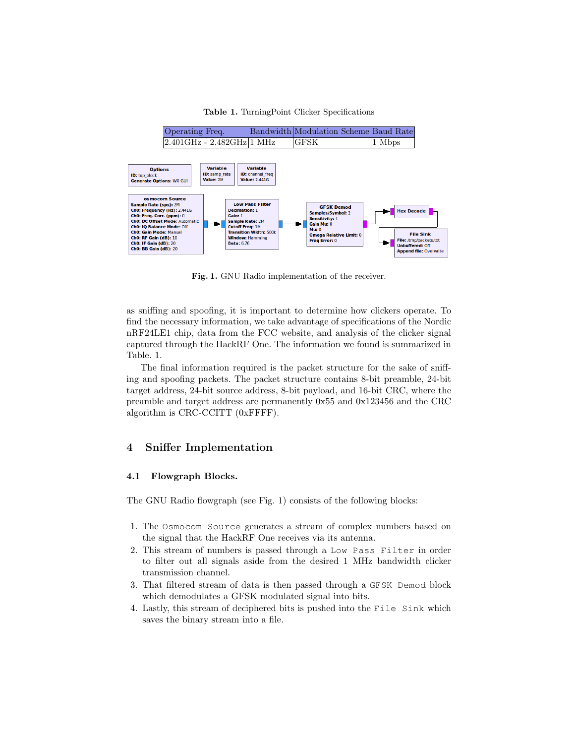**Table 1.** TurningPoint Clicker Specifications

| Operating Freq. | Bandwidth | Modulation Scheme | Baud Rate |
|---|---|---|---|
| 2.401GHz - 2.482GHz | 1 MHz | GFSK | 1 Mbps |

**Fig. 1.** GNU Radio implementation of the receiver.

as sniffing and spoofing, it is important to determine how clickers operate. To find the necessary information, we take advantage of specifications of the Nordic nRF24LE1 chip, data from the FCC website, and analysis of the clicker signal captured through the HackRF One. The information we found is summarized in Table. 1.

The final information required is the packet structure for the sake of sniffing and spoofing packets. The packet structure contains 8-bit preamble, 24-bit target address, 24-bit source address, 8-bit payload, and 16-bit CRC, where the preamble and target address are permanently 0x55 and 0x123456 and the CRC algorithm is CRC-CCITT (0xFFFF).

## 4 Sniffer Implementation

### 4.1 Flowgraph Blocks.

The GNU Radio flowgraph (see Fig. 1) consists of the following blocks:

1. The `Osmocom Source` generates a stream of complex numbers based on the signal that the HackRF One receives via its antenna.
2. This stream of numbers is passed through a `Low Pass Filter` in order to filter out all signals aside from the desired 1 MHz bandwidth clicker transmission channel.
3. That filtered stream of data is then passed through a `GFSK Demod` block which demodulates a GFSK modulated signal into bits.
4. Lastly, this stream of deciphered bits is pushed into the `File Sink` which saves the binary stream into a file.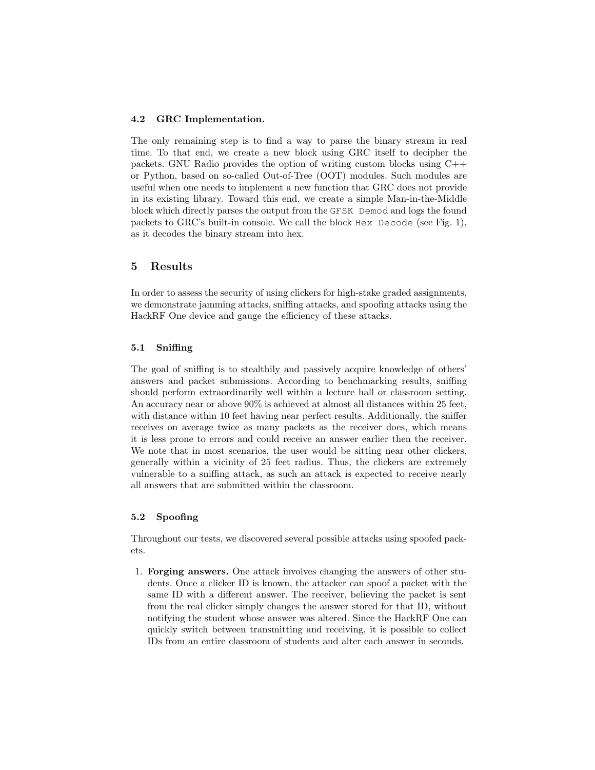### 4.2 GRC Implementation.

The only remaining step is to find a way to parse the binary stream in real time. To that end, we create a new block using GRC itself to decipher the packets. GNU Radio provides the option of writing custom blocks using C++ or Python, based on so-called Out-of-Tree (OOT) modules. Such modules are useful when one needs to implement a new function that GRC does not provide in its existing library. Toward this end, we create a simple Man-in-the-Middle block which directly parses the output from the `GFSK Demod` and logs the found packets to GRC's built-in console. We call the block `Hex Decode` (see Fig. 1), as it decodes the binary stream into hex.

## 5 Results

In order to assess the security of using clickers for high-stake graded assignments, we demonstrate jamming attacks, sniffing attacks, and spoofing attacks using the HackRF One device and gauge the efficiency of these attacks.

### 5.1 Sniffing

The goal of sniffing is to stealthily and passively acquire knowledge of others' answers and packet submissions. According to benchmarking results, sniffing should perform extraordinarily well within a lecture hall or classroom setting. An accuracy near or above 90% is achieved at almost all distances within 25 feet, with distance within 10 feet having near perfect results. Additionally, the sniffer receives on average twice as many packets as the receiver does, which means it is less prone to errors and could receive an answer earlier then the receiver. We note that in most scenarios, the user would be sitting near other clickers, generally within a vicinity of 25 feet radius. Thus, the clickers are extremely vulnerable to a sniffing attack, as such an attack is expected to receive nearly all answers that are submitted within the classroom.

### 5.2 Spoofing

Throughout our tests, we discovered several possible attacks using spoofed packets.

1. **Forging answers.** One attack involves changing the answers of other students. Once a clicker ID is known, the attacker can spoof a packet with the same ID with a different answer. The receiver, believing the packet is sent from the real clicker simply changes the answer stored for that ID, without notifying the student whose answer was altered. Since the HackRF One can quickly switch between transmitting and receiving, it is possible to collect IDs from an entire classroom of students and alter each answer in seconds.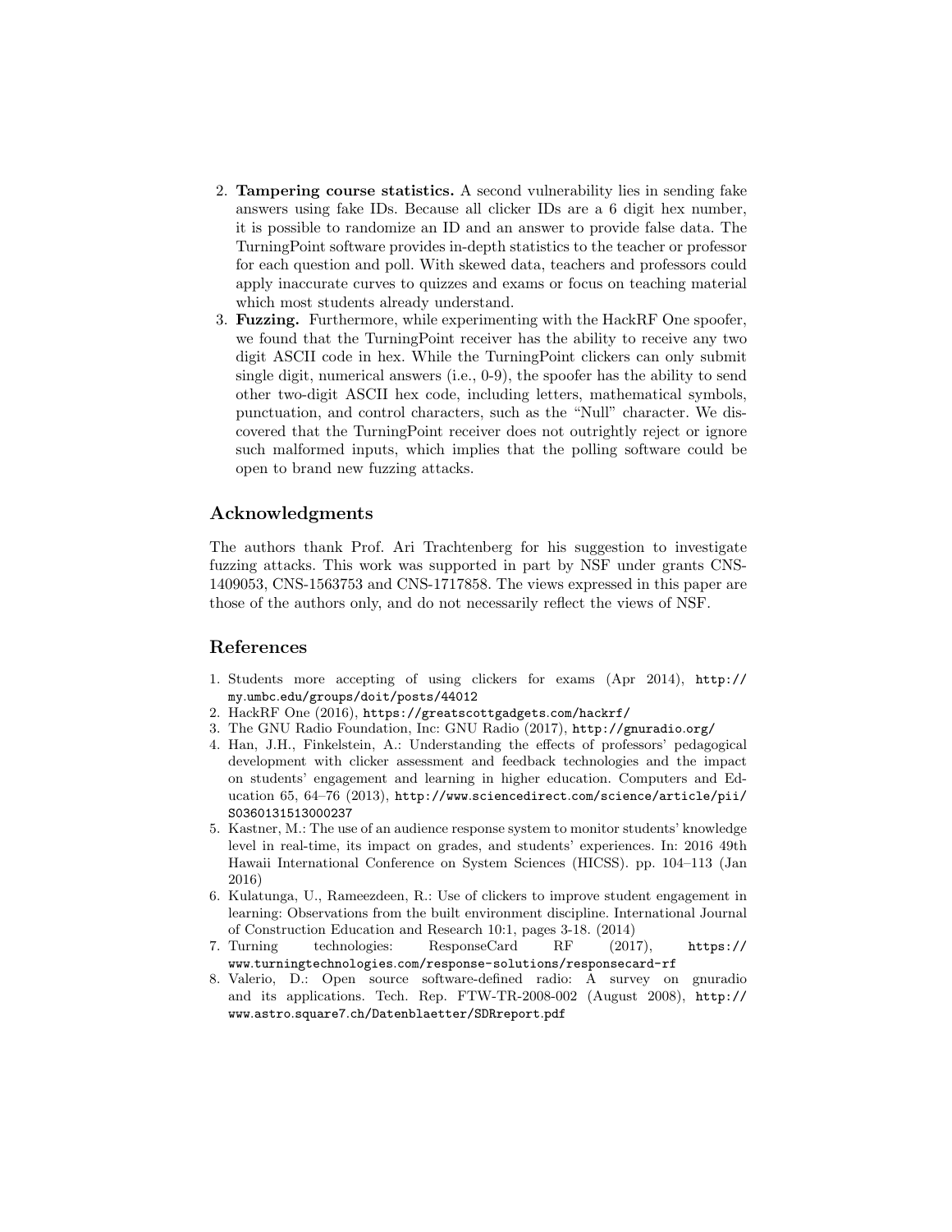2. **Tampering course statistics.** A second vulnerability lies in sending fake answers using fake IDs. Because all clicker IDs are a 6 digit hex number, it is possible to randomize an ID and an answer to provide false data. The TurningPoint software provides in-depth statistics to the teacher or professor for each question and poll. With skewed data, teachers and professors could apply inaccurate curves to quizzes and exams or focus on teaching material which most students already understand.
3. **Fuzzing.** Furthermore, while experimenting with the HackRF One spoofer, we found that the TurningPoint receiver has the ability to receive any two digit ASCII code in hex. While the TurningPoint clickers can only submit single digit, numerical answers (i.e., 0-9), the spoofer has the ability to send other two-digit ASCII hex code, including letters, mathematical symbols, punctuation, and control characters, such as the "Null" character. We discovered that the TurningPoint receiver does not outrightly reject or ignore such malformed inputs, which implies that the polling software could be open to brand new fuzzing attacks.

## Acknowledgments

The authors thank Prof. Ari Trachtenberg for his suggestion to investigate fuzzing attacks. This work was supported in part by NSF under grants CNS-1409053, CNS-1563753 and CNS-1717858. The views expressed in this paper are those of the authors only, and do not necessarily reflect the views of NSF.

## References

1. Students more accepting of using clickers for exams (Apr 2014), `http://my.umbc.edu/groups/doit/posts/44012`
2. HackRF One (2016), `https://greatscottgadgets.com/hackrf/`
3. The GNU Radio Foundation, Inc: GNU Radio (2017), `http://gnuradio.org/`
4. Han, J.H., Finkelstein, A.: Understanding the effects of professors' pedagogical development with clicker assessment and feedback technologies and the impact on students' engagement and learning in higher education. Computers and Education 65, 64–76 (2013), `http://www.sciencedirect.com/science/article/pii/S0360131513000237`
5. Kastner, M.: The use of an audience response system to monitor students' knowledge level in real-time, its impact on grades, and students' experiences. In: 2016 49th Hawaii International Conference on System Sciences (HICSS). pp. 104–113 (Jan 2016)
6. Kulatunga, U., Rameezdeen, R.: Use of clickers to improve student engagement in learning: Observations from the built environment discipline. International Journal of Construction Education and Research 10:1, pages 3-18. (2014)
7. Turning technologies: ResponseCard RF (2017), `https://www.turningtechnologies.com/response-solutions/responsecard-rf`
8. Valerio, D.: Open source software-defined radio: A survey on gnuradio and its applications. Tech. Rep. FTW-TR-2008-002 (August 2008), `http://www.astro.square7.ch/Datenblaetter/SDRreport.pdf`